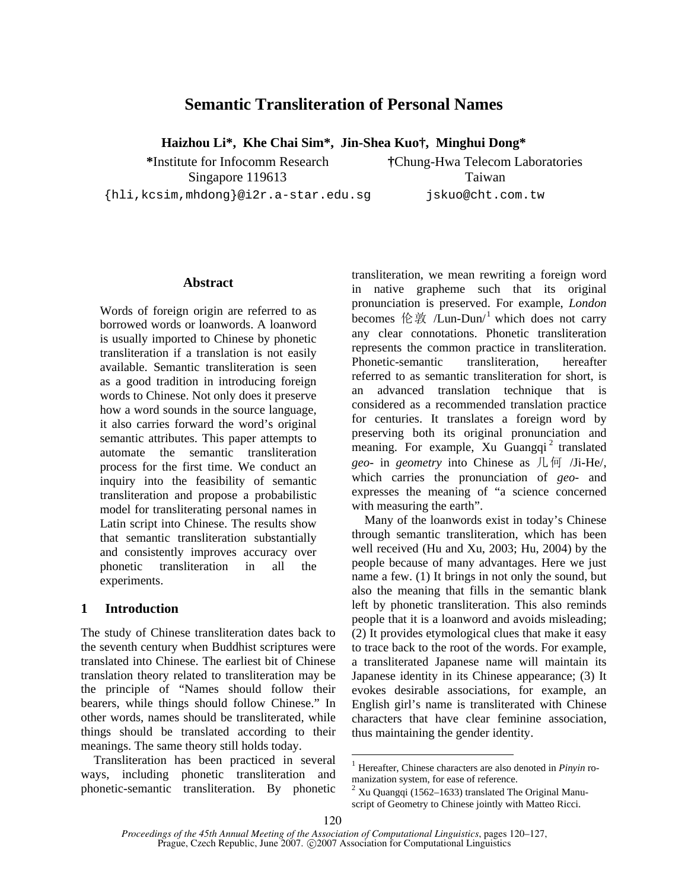# Semantic Transliteration of Personal Names

**Haizhou Li\*, Khe Chai Sim\*, Jin-Shea Kuo†, Minghui Dong\***

**\***Institute for Infocomm Research
Singapore 119613
{hli,kcsim,mhdong}@i2r.a-star.edu.sg

**†**Chung-Hwa Telecom Laboratories
Taiwan
jskuo@cht.com.tw

## Abstract

Words of foreign origin are referred to as borrowed words or loanwords. A loanword is usually imported to Chinese by phonetic transliteration if a translation is not easily available. Semantic transliteration is seen as a good tradition in introducing foreign words to Chinese. Not only does it preserve how a word sounds in the source language, it also carries forward the word's original semantic attributes. This paper attempts to automate the semantic transliteration process for the first time. We conduct an inquiry into the feasibility of semantic transliteration and propose a probabilistic model for transliterating personal names in Latin script into Chinese. The results show that semantic transliteration substantially and consistently improves accuracy over phonetic transliteration in all the experiments.

## 1 Introduction

The study of Chinese transliteration dates back to the seventh century when Buddhist scriptures were translated into Chinese. The earliest bit of Chinese translation theory related to transliteration may be the principle of "Names should follow their bearers, while things should follow Chinese." In other words, names should be transliterated, while things should be translated according to their meanings. The same theory still holds today.

Transliteration has been practiced in several ways, including phonetic transliteration and phonetic-semantic transliteration. By phonetic transliteration, we mean rewriting a foreign word in native grapheme such that its original pronunciation is preserved. For example, *London* becomes 伦敦 /Lun-Dun/[1] which does not carry any clear connotations. Phonetic transliteration represents the common practice in transliteration. Phonetic-semantic transliteration, hereafter referred to as semantic transliteration for short, is an advanced translation technique that is considered as a recommended translation practice for centuries. It translates a foreign word by preserving both its original pronunciation and meaning. For example, Xu Guangqi[2] translated *geo-* in *geometry* into Chinese as 几何 /Ji-He/, which carries the pronunciation of *geo-* and expresses the meaning of "a science concerned with measuring the earth".

Many of the loanwords exist in today's Chinese through semantic transliteration, which has been well received (Hu and Xu, 2003; Hu, 2004) by the people because of many advantages. Here we just name a few. (1) It brings in not only the sound, but also the meaning that fills in the semantic blank left by phonetic transliteration. This also reminds people that it is a loanword and avoids misleading; (2) It provides etymological clues that make it easy to trace back to the root of the words. For example, a transliterated Japanese name will maintain its Japanese identity in its Chinese appearance; (3) It evokes desirable associations, for example, an English girl's name is transliterated with Chinese characters that have clear feminine association, thus maintaining the gender identity.

[1] Hereafter, Chinese characters are also denoted in *Pinyin* romanization system, for ease of reference.

[2] Xu Quangqi (1562–1633) translated The Original Manuscript of Geometry to Chinese jointly with Matteo Ricci.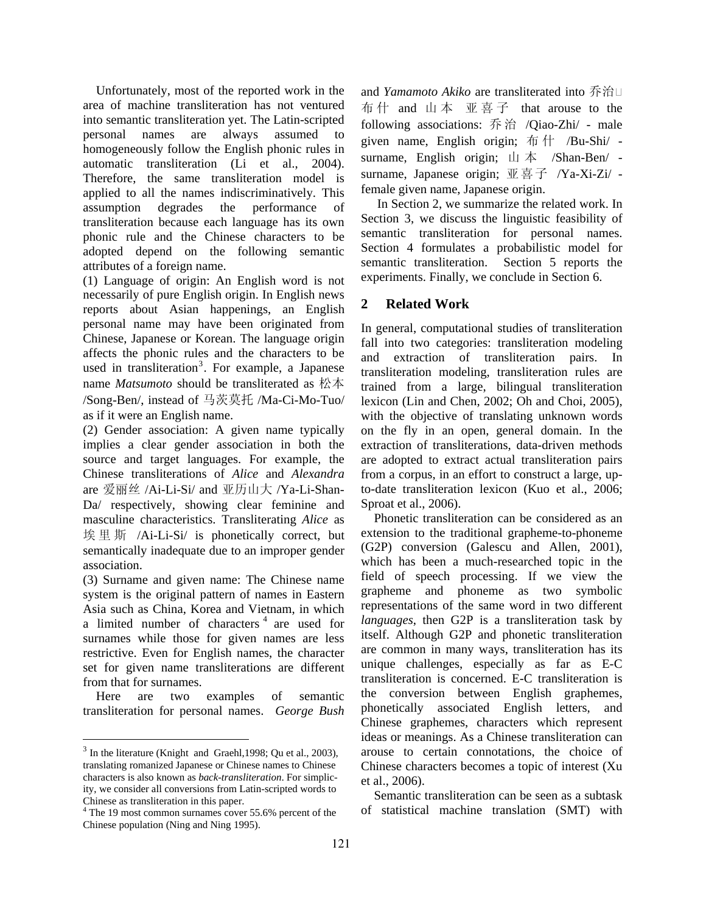Unfortunately, most of the reported work in the area of machine transliteration has not ventured into semantic transliteration yet. The Latin-scripted personal names are always assumed to homogeneously follow the English phonic rules in automatic transliteration (Li et al., 2004). Therefore, the same transliteration model is applied to all the names indiscriminatively. This assumption degrades the performance of transliteration because each language has its own phonic rule and the Chinese characters to be adopted depend on the following semantic attributes of a foreign name.

(1) Language of origin: An English word is not necessarily of pure English origin. In English news reports about Asian happenings, an English personal name may have been originated from Chinese, Japanese or Korean. The language origin affects the phonic rules and the characters to be used in transliteration[3]. For example, a Japanese name *Matsumoto* should be transliterated as 松本 /Song-Ben/, instead of 马茨莫托 /Ma-Ci-Mo-Tuo/ as if it were an English name.

(2) Gender association: A given name typically implies a clear gender association in both the source and target languages. For example, the Chinese transliterations of *Alice* and *Alexandra* are 爱丽丝 /Ai-Li-Si/ and 亚历山大 /Ya-Li-Shan-Da/ respectively, showing clear feminine and masculine characteristics. Transliterating *Alice* as 埃里斯 /Ai-Li-Si/ is phonetically correct, but semantically inadequate due to an improper gender association.

(3) Surname and given name: The Chinese name system is the original pattern of names in Eastern Asia such as China, Korea and Vietnam, in which a limited number of characters[4] are used for surnames while those for given names are less restrictive. Even for English names, the character set for given name transliterations are different from that for surnames.

Here are two examples of semantic transliteration for personal names. *George Bush* and *Yamamoto Akiko* are transliterated into 乔治 布什 and 山本 亚喜子 that arouse to the following associations: 乔治 /Qiao-Zhi/ - male given name, English origin; 布什 /Bu-Shi/ - surname, English origin; 山本 /Shan-Ben/ - surname, Japanese origin; 亚喜子 /Ya-Xi-Zi/ - female given name, Japanese origin.

In Section 2, we summarize the related work. In Section 3, we discuss the linguistic feasibility of semantic transliteration for personal names. Section 4 formulates a probabilistic model for semantic transliteration. Section 5 reports the experiments. Finally, we conclude in Section 6.

## 2 Related Work

In general, computational studies of transliteration fall into two categories: transliteration modeling and extraction of transliteration pairs. In transliteration modeling, transliteration rules are trained from a large, bilingual transliteration lexicon (Lin and Chen, 2002; Oh and Choi, 2005), with the objective of translating unknown words on the fly in an open, general domain. In the extraction of transliterations, data-driven methods are adopted to extract actual transliteration pairs from a corpus, in an effort to construct a large, up-to-date transliteration lexicon (Kuo et al., 2006; Sproat et al., 2006).

Phonetic transliteration can be considered as an extension to the traditional grapheme-to-phoneme (G2P) conversion (Galescu and Allen, 2001), which has been a much-researched topic in the field of speech processing. If we view the grapheme and phoneme as two symbolic representations of the same word in two different *languages*, then G2P is a transliteration task by itself. Although G2P and phonetic transliteration are common in many ways, transliteration has its unique challenges, especially as far as E-C transliteration is concerned. E-C transliteration is the conversion between English graphemes, phonetically associated English letters, and Chinese graphemes, characters which represent ideas or meanings. As a Chinese transliteration can arouse to certain connotations, the choice of Chinese characters becomes a topic of interest (Xu et al., 2006).

Semantic transliteration can be seen as a subtask of statistical machine translation (SMT) with

[3] In the literature (Knight and Graehl,1998; Qu et al., 2003), translating romanized Japanese or Chinese names to Chinese characters is also known as *back-transliteration*. For simplicity, we consider all conversions from Latin-scripted words to Chinese as transliteration in this paper.

[4] The 19 most common surnames cover 55.6% percent of the Chinese population (Ning and Ning 1995).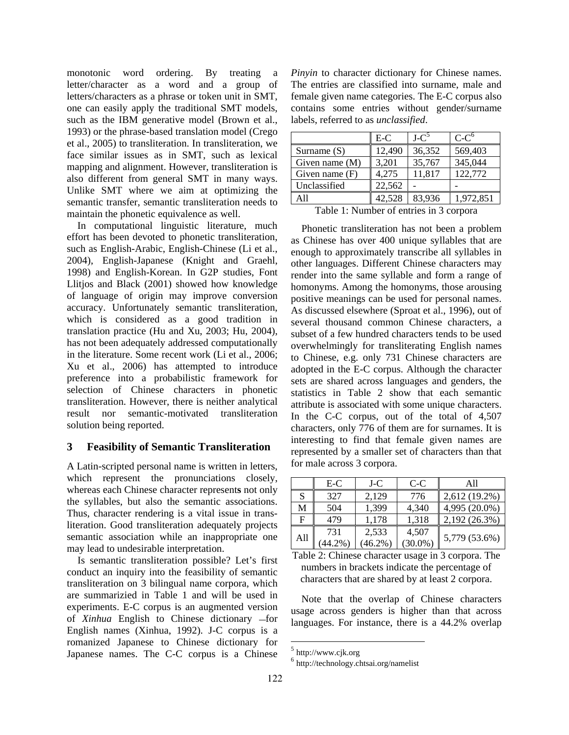monotonic word ordering. By treating a letter/character as a word and a group of letters/characters as a phrase or token unit in SMT, one can easily apply the traditional SMT models, such as the IBM generative model (Brown et al., 1993) or the phrase-based translation model (Crego et al., 2005) to transliteration. In transliteration, we face similar issues as in SMT, such as lexical mapping and alignment. However, transliteration is also different from general SMT in many ways. Unlike SMT where we aim at optimizing the semantic transfer, semantic transliteration needs to maintain the phonetic equivalence as well.

In computational linguistic literature, much effort has been devoted to phonetic transliteration, such as English-Arabic, English-Chinese (Li et al., 2004), English-Japanese (Knight and Graehl, 1998) and English-Korean. In G2P studies, Font Llitjos and Black (2001) showed how knowledge of language of origin may improve conversion accuracy. Unfortunately semantic transliteration, which is considered as a good tradition in translation practice (Hu and Xu, 2003; Hu, 2004), has not been adequately addressed computationally in the literature. Some recent work (Li et al., 2006; Xu et al., 2006) has attempted to introduce preference into a probabilistic framework for selection of Chinese characters in phonetic transliteration. However, there is neither analytical result nor semantic-motivated transliteration solution being reported.

## 3 Feasibility of Semantic Transliteration

A Latin-scripted personal name is written in letters, which represent the pronunciations closely, whereas each Chinese character represents not only the syllables, but also the semantic associations. Thus, character rendering is a vital issue in transliteration. Good transliteration adequately projects semantic association while an inappropriate one may lead to undesirable interpretation.

Is semantic transliteration possible? Let's first conduct an inquiry into the feasibility of semantic transliteration on 3 bilingual name corpora, which are summarizied in Table 1 and will be used in experiments. E-C corpus is an augmented version of *Xinhua* English to Chinese dictionary –for English names (Xinhua, 1992). J-C corpus is a romanized Japanese to Chinese dictionary for Japanese names. The C-C corpus is a Chinese *Pinyin* to character dictionary for Chinese names. The entries are classified into surname, male and female given name categories. The E-C corpus also contains some entries without gender/surname labels, referred to as *unclassified*.

| | E-C | J-C[5] | C-C[6] |
|---|---|---|---|
| Surname (S) | 12,490 | 36,352 | 569,403 |
| Given name (M) | 3,201 | 35,767 | 345,044 |
| Given name (F) | 4,275 | 11,817 | 122,772 |
| Unclassified | 22,562 | - | - |
| All | 42,528 | 83,936 | 1,972,851 |

Table 1: Number of entries in 3 corpora

Phonetic transliteration has not been a problem as Chinese has over 400 unique syllables that are enough to approximately transcribe all syllables in other languages. Different Chinese characters may render into the same syllable and form a range of homonyms. Among the homonyms, those arousing positive meanings can be used for personal names. As discussed elsewhere (Sproat et al., 1996), out of several thousand common Chinese characters, a subset of a few hundred characters tends to be used overwhelmingly for transliterating English names to Chinese, e.g. only 731 Chinese characters are adopted in the E-C corpus. Although the character sets are shared across languages and genders, the statistics in Table 2 show that each semantic attribute is associated with some unique characters. In the C-C corpus, out of the total of 4,507 characters, only 776 of them are for surnames. It is interesting to find that female given names are represented by a smaller set of characters than that for male across 3 corpora.

| | E-C | J-C | C-C | All |
|---|---|---|---|---|
| S | 327 | 2,129 | 776 | 2,612 (19.2%) |
| M | 504 | 1,399 | 4,340 | 4,995 (20.0%) |
| F | 479 | 1,178 | 1,318 | 2,192 (26.3%) |
| All | 731 (44.2%) | 2,533 (46.2%) | 4,507 (30.0%) | 5,779 (53.6%) |

Table 2: Chinese character usage in 3 corpora. The numbers in brackets indicate the percentage of characters that are shared by at least 2 corpora.

Note that the overlap of Chinese characters usage across genders is higher than that across languages. For instance, there is a 44.2% overlap

[5] http://www.cjk.org

[6] http://technology.chtsai.org/namelist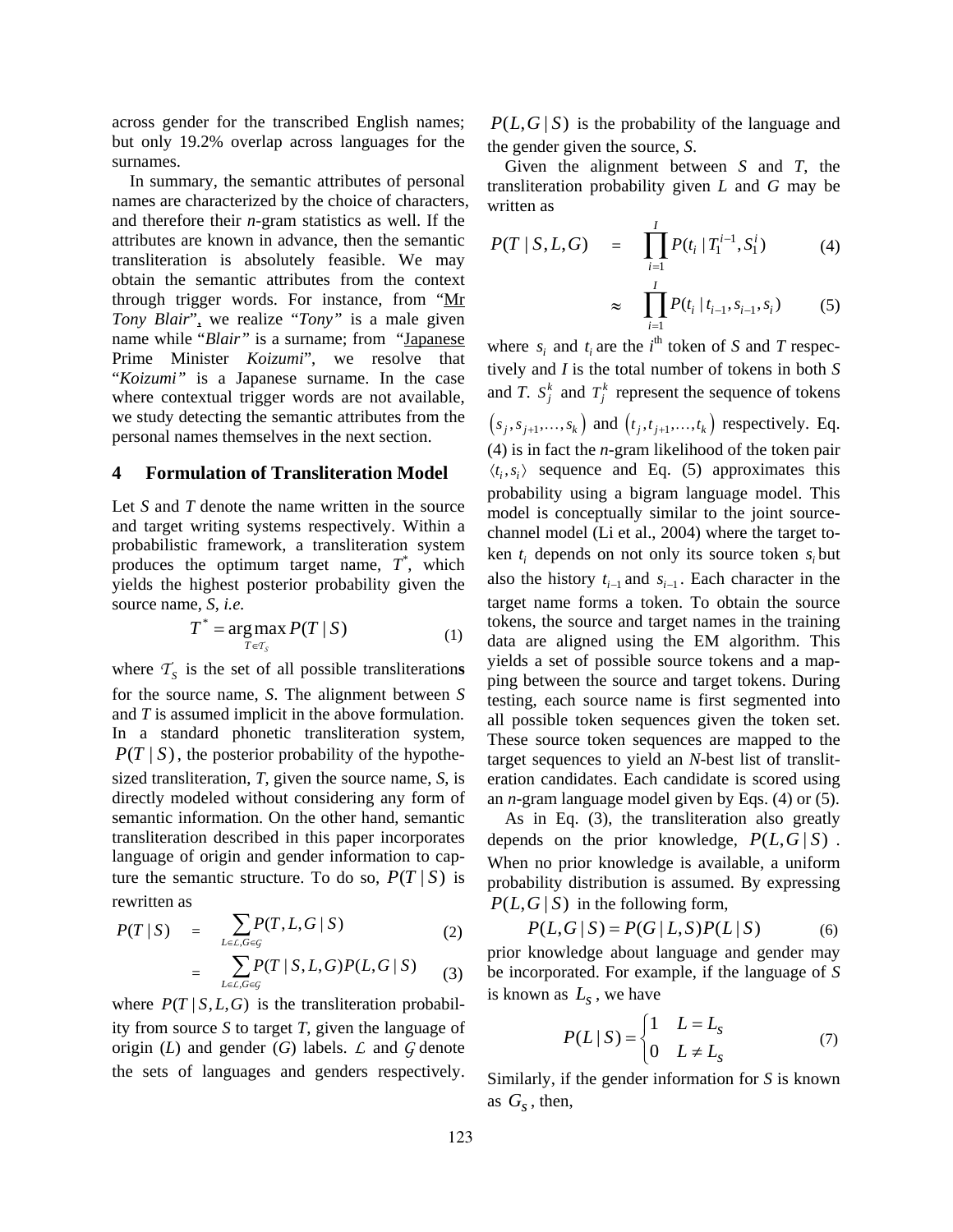across gender for the transcribed English names; but only 19.2% overlap across languages for the surnames.

In summary, the semantic attributes of personal names are characterized by the choice of characters, and therefore their *n*-gram statistics as well. If the attributes are known in advance, then the semantic transliteration is absolutely feasible. We may obtain the semantic attributes from the context through trigger words. For instance, from "Mr *Tony Blair*", we realize "*Tony*" is a male given name while "*Blair*" is a surname; from "Japanese Prime Minister *Koizumi*", we resolve that "*Koizumi*" is a Japanese surname. In the case where contextual trigger words are not available, we study detecting the semantic attributes from the personal names themselves in the next section.

## 4 Formulation of Transliteration Model

Let *S* and *T* denote the name written in the source and target writing systems respectively. Within a probabilistic framework, a transliteration system produces the optimum target name, $T^*$, which yields the highest posterior probability given the source name, *S*, *i.e.*

$$T^* = \arg\max_{T \in \mathcal{T}_S} P(T \mid S) \tag{1}$$

where $\mathcal{T}_S$ is the set of all possible transliterations for the source name, *S*. The alignment between *S* and *T* is assumed implicit in the above formulation. In a standard phonetic transliteration system, $P(T \mid S)$, the posterior probability of the hypothesized transliteration, *T*, given the source name, *S*, is directly modeled without considering any form of semantic information. On the other hand, semantic transliteration described in this paper incorporates language of origin and gender information to capture the semantic structure. To do so, $P(T \mid S)$ is rewritten as

$$P(T \mid S) = \sum_{L \in \mathcal{L}, G \in \mathcal{G}} P(T, L, G \mid S) \tag{2}$$

$$= \sum_{L \in \mathcal{L}, G \in \mathcal{G}} P(T \mid S, L, G) P(L, G \mid S) \tag{3}$$

where $P(T \mid S, L, G)$ is the transliteration probability from source *S* to target *T*, given the language of origin (*L*) and gender (*G*) labels. $\mathcal{L}$ and $\mathcal{G}$ denote the sets of languages and genders respectively. $P(L, G \mid S)$ is the probability of the language and the gender given the source, *S*.

Given the alignment between *S* and *T*, the transliteration probability given *L* and *G* may be written as

$$P(T \mid S, L, G) = \prod_{i=1}^{I} P(t_i \mid T_1^{i-1}, S_1^i) \tag{4}$$

$$\approx \prod_{i=1}^{I} P(t_i \mid t_{i-1}, s_{i-1}, s_i) \tag{5}$$

where $s_i$ and $t_i$ are the $i^{\text{th}}$ token of *S* and *T* respectively and *I* is the total number of tokens in both *S* and *T*. $S_j^k$ and $T_j^k$ represent the sequence of tokens $(s_j, s_{j+1}, \ldots, s_k)$ and $(t_j, t_{j+1}, \ldots, t_k)$ respectively. Eq. (4) is in fact the *n*-gram likelihood of the token pair $\langle t_i, s_i \rangle$ sequence and Eq. (5) approximates this probability using a bigram language model. This model is conceptually similar to the joint source-channel model (Li et al., 2004) where the target token $t_i$ depends on not only its source token $s_i$ but also the history $t_{i-1}$ and $s_{i-1}$. Each character in the target name forms a token. To obtain the source tokens, the source and target names in the training data are aligned using the EM algorithm. This yields a set of possible source tokens and a mapping between the source and target tokens. During testing, each source name is first segmented into all possible token sequences given the token set. These source token sequences are mapped to the target sequences to yield an *N*-best list of transliteration candidates. Each candidate is scored using an *n*-gram language model given by Eqs. (4) or (5).

As in Eq. (3), the transliteration also greatly depends on the prior knowledge, $P(L, G \mid S)$. When no prior knowledge is available, a uniform probability distribution is assumed. By expressing $P(L, G \mid S)$ in the following form,

$$P(L, G \mid S) = P(G \mid L, S) P(L \mid S) \tag{6}$$

prior knowledge about language and gender may be incorporated. For example, if the language of *S* is known as $L_S$, we have

$$P(L \mid S) = \begin{cases} 1 & L = L_S \\ 0 & L \neq L_S \end{cases} \tag{7}$$

Similarly, if the gender information for *S* is known as $G_S$, then,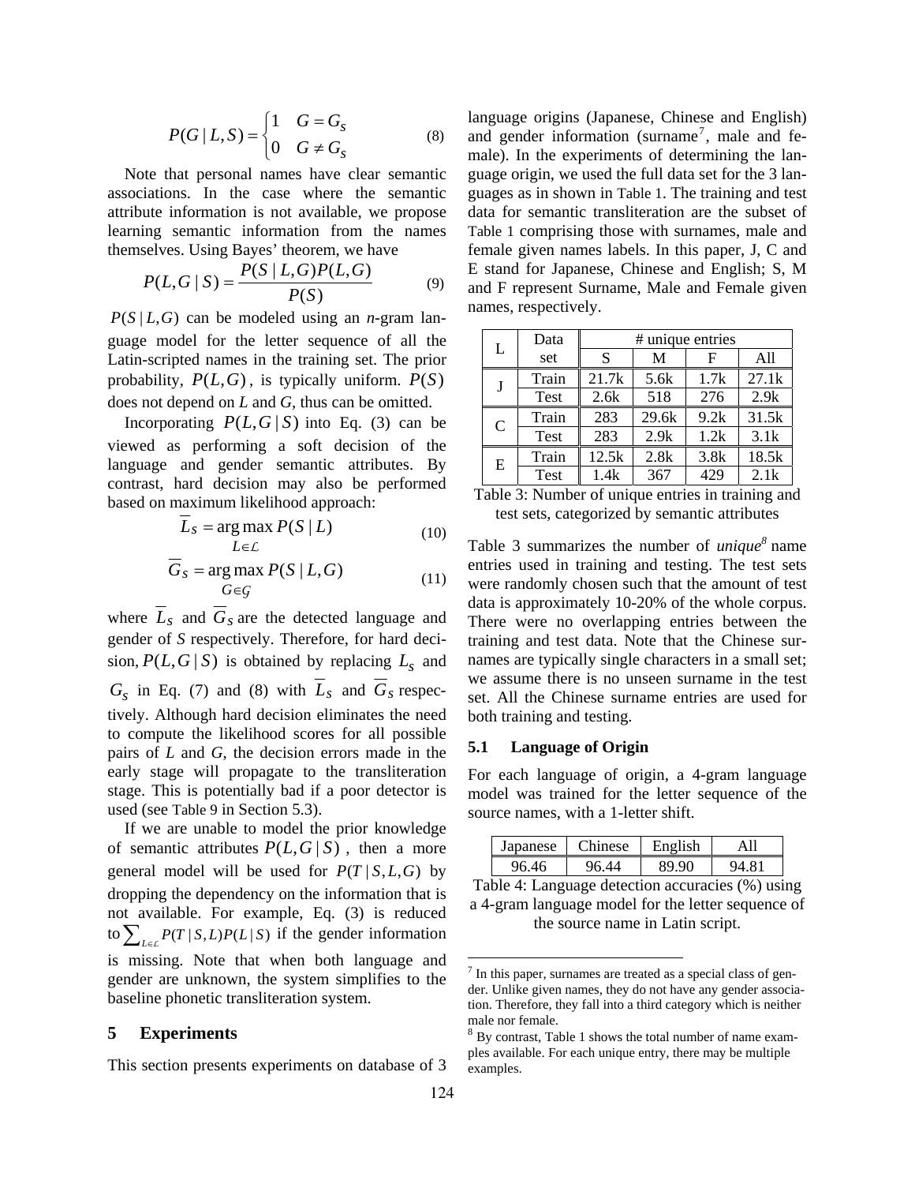$$P(G \mid L,S) = \begin{cases} 1 & G = G_S \\ 0 & G \neq G_S \end{cases} \quad (8)$$

Note that personal names have clear semantic associations. In the case where the semantic attribute information is not available, we propose learning semantic information from the names themselves. Using Bayes' theorem, we have

$$P(L,G \mid S) = \frac{P(S \mid L,G)P(L,G)}{P(S)} \quad (9)$$

$P(S \mid L,G)$ can be modeled using an *n*-gram language model for the letter sequence of all the Latin-scripted names in the training set. The prior probability, $P(L,G)$, is typically uniform. $P(S)$ does not depend on *L* and *G*, thus can be omitted.

Incorporating $P(L,G \mid S)$ into Eq. (3) can be viewed as performing a soft decision of the language and gender semantic attributes. By contrast, hard decision may also be performed based on maximum likelihood approach:

$$\overline{L}_S = \arg\max_{L \in \mathcal{L}} P(S \mid L) \quad (10)$$

$$\overline{G}_S = \arg\max_{G \in \mathcal{G}} P(S \mid L,G) \quad (11)$$

where $\overline{L}_S$ and $\overline{G}_S$ are the detected language and gender of *S* respectively. Therefore, for hard decision, $P(L,G \mid S)$ is obtained by replacing $L_S$ and $G_S$ in Eq. (7) and (8) with $\overline{L}_S$ and $\overline{G}_S$ respectively. Although hard decision eliminates the need to compute the likelihood scores for all possible pairs of *L* and *G*, the decision errors made in the early stage will propagate to the transliteration stage. This is potentially bad if a poor detector is used (see Table 9 in Section 5.3).

If we are unable to model the prior knowledge of semantic attributes $P(L,G \mid S)$, then a more general model will be used for $P(T \mid S,L,G)$ by dropping the dependency on the information that is not available. For example, Eq. (3) is reduced to $\sum_{L \in \mathcal{L}} P(T \mid S,L)P(L \mid S)$ if the gender information is missing. Note that when both language and gender are unknown, the system simplifies to the baseline phonetic transliteration system.

## 5 Experiments

This section presents experiments on database of 3 language origins (Japanese, Chinese and English) and gender information (surname[7], male and female). In the experiments of determining the language origin, we used the full data set for the 3 languages as in shown in Table 1. The training and test data for semantic transliteration are the subset of Table 1 comprising those with surnames, male and female given names labels. In this paper, J, C and E stand for Japanese, Chinese and English; S, M and F represent Surname, Male and Female given names, respectively.

| L | Data set | # unique entries | | | |
|---|---|---|---|---|---|
| | | S | M | F | All |
| J | Train | 21.7k | 5.6k | 1.7k | 27.1k |
| | Test | 2.6k | 518 | 276 | 2.9k |
| C | Train | 283 | 29.6k | 9.2k | 31.5k |
| | Test | 283 | 2.9k | 1.2k | 3.1k |
| E | Train | 12.5k | 2.8k | 3.8k | 18.5k |
| | Test | 1.4k | 367 | 429 | 2.1k |

Table 3: Number of unique entries in training and test sets, categorized by semantic attributes

Table 3 summarizes the number of *unique*[8] name entries used in training and testing. The test sets were randomly chosen such that the amount of test data is approximately 10-20% of the whole corpus. There were no overlapping entries between the training and test data. Note that the Chinese surnames are typically single characters in a small set; we assume there is no unseen surname in the test set. All the Chinese surname entries are used for both training and testing.

### 5.1 Language of Origin

For each language of origin, a 4-gram language model was trained for the letter sequence of the source names, with a 1-letter shift.

| Japanese | Chinese | English | All |
|---|---|---|---|
| 96.46 | 96.44 | 89.90 | 94.81 |

Table 4: Language detection accuracies (%) using a 4-gram language model for the letter sequence of the source name in Latin script.

[7] In this paper, surnames are treated as a special class of gender. Unlike given names, they do not have any gender association. Therefore, they fall into a third category which is neither male nor female.

[8] By contrast, Table 1 shows the total number of name examples available. For each unique entry, there may be multiple examples.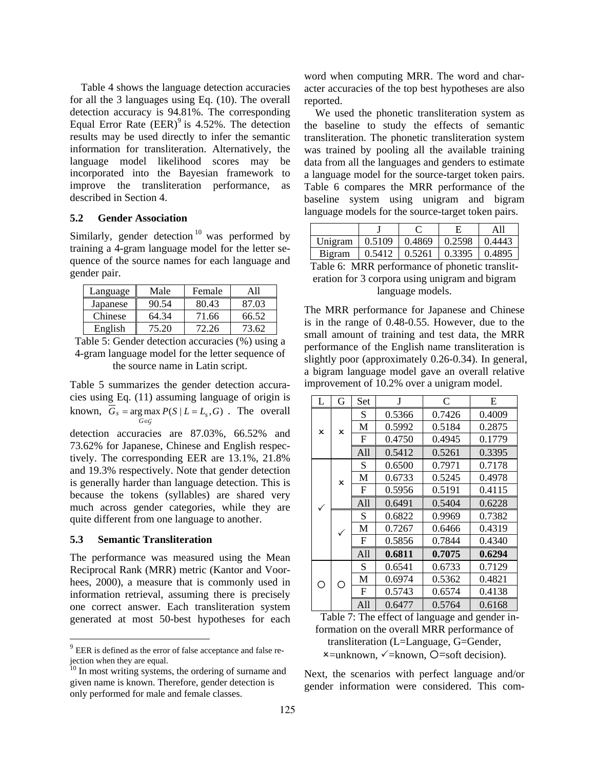Table 4 shows the language detection accuracies for all the 3 languages using Eq. (10). The overall detection accuracy is 94.81%. The corresponding Equal Error Rate (EER)[9] is 4.52%. The detection results may be used directly to infer the semantic information for transliteration. Alternatively, the language model likelihood scores may be incorporated into the Bayesian framework to improve the transliteration performance, as described in Section 4.

### 5.2 Gender Association

Similarly, gender detection[10] was performed by training a 4-gram language model for the letter sequence of the source names for each language and gender pair.

| Language | Male | Female | All |
|---|---|---|---|
| Japanese | 90.54 | 80.43 | 87.03 |
| Chinese | 64.34 | 71.66 | 66.52 |
| English | 75.20 | 72.26 | 73.62 |

Table 5: Gender detection accuracies (%) using a 4-gram language model for the letter sequence of the source name in Latin script.

Table 5 summarizes the gender detection accuracies using Eq. (11) assuming language of origin is known, $\overline{G}_s = \arg\max_{G \in \mathcal{G}} P(S \mid L = L_s, G)$. The overall detection accuracies are 87.03%, 66.52% and 73.62% for Japanese, Chinese and English respectively. The corresponding EER are 13.1%, 21.8% and 19.3% respectively. Note that gender detection is generally harder than language detection. This is because the tokens (syllables) are shared very much across gender categories, while they are quite different from one language to another.

### 5.3 Semantic Transliteration

The performance was measured using the Mean Reciprocal Rank (MRR) metric (Kantor and Voorhees, 2000), a measure that is commonly used in information retrieval, assuming there is precisely one correct answer. Each transliteration system generated at most 50-best hypotheses for each word when computing MRR. The word and character accuracies of the top best hypotheses are also reported.

We used the phonetic transliteration system as the baseline to study the effects of semantic transliteration. The phonetic transliteration system was trained by pooling all the available training data from all the languages and genders to estimate a language model for the source-target token pairs. Table 6 compares the MRR performance of the baseline system using unigram and bigram language models for the source-target token pairs.

| | J | C | E | All |
|---|---|---|---|---|
| Unigram | 0.5109 | 0.4869 | 0.2598 | 0.4443 |
| Bigram | 0.5412 | 0.5261 | 0.3395 | 0.4895 |

Table 6: MRR performance of phonetic transliteration for 3 corpora using unigram and bigram language models.

The MRR performance for Japanese and Chinese is in the range of 0.48-0.55. However, due to the small amount of training and test data, the MRR performance of the English name transliteration is slightly poor (approximately 0.26-0.34). In general, a bigram language model gave an overall relative improvement of 10.2% over a unigram model.

| L | G | Set | J | C | E |
|---|---|---|---|---|---|
| × | × | S | 0.5366 | 0.7426 | 0.4009 |
| | | M | 0.5992 | 0.5184 | 0.2875 |
| | | F | 0.4750 | 0.4945 | 0.1779 |
| | | All | 0.5412 | 0.5261 | 0.3395 |
| ✓ | × | S | 0.6500 | 0.7971 | 0.7178 |
| | | M | 0.6733 | 0.5245 | 0.4978 |
| | | F | 0.5956 | 0.5191 | 0.4115 |
| | | All | 0.6491 | 0.5404 | 0.6228 |
| | ✓ | S | 0.6822 | 0.9969 | 0.7382 |
| | | M | 0.7267 | 0.6466 | 0.4319 |
| | | F | 0.5856 | 0.7844 | 0.4340 |
| | | All | **0.6811** | **0.7075** | **0.6294** |
| ○ | ○ | S | 0.6541 | 0.6733 | 0.7129 |
| | | M | 0.6974 | 0.5362 | 0.4821 |
| | | F | 0.5743 | 0.6574 | 0.4138 |
| | | All | 0.6477 | 0.5764 | 0.6168 |

Table 7: The effect of language and gender information on the overall MRR performance of transliteration (L=Language, G=Gender, ×=unknown, ✓=known, ○=soft decision).

Next, the scenarios with perfect language and/or gender information were considered. This com-

[9] EER is defined as the error of false acceptance and false rejection when they are equal.

[10] In most writing systems, the ordering of surname and given name is known. Therefore, gender detection is only performed for male and female classes.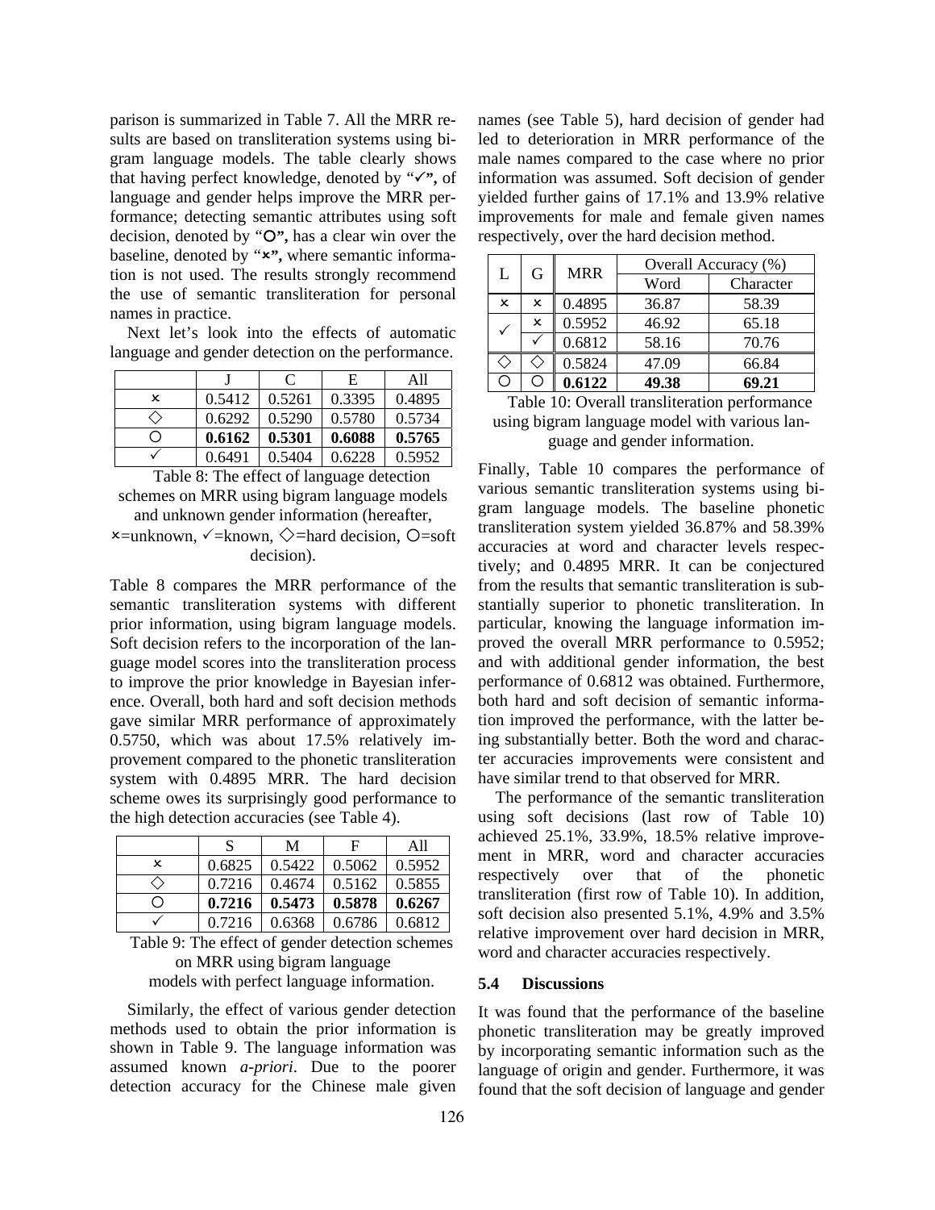parison is summarized in Table 7. All the MRR results are based on transliteration systems using bigram language models. The table clearly shows that having perfect knowledge, denoted by "✓", of language and gender helps improve the MRR performance; detecting semantic attributes using soft decision, denoted by "○", has a clear win over the baseline, denoted by "×", where semantic information is not used. The results strongly recommend the use of semantic transliteration for personal names in practice.

Next let's look into the effects of automatic language and gender detection on the performance.

| | J | C | E | All |
|---|---|---|---|---|
| × | 0.5412 | 0.5261 | 0.3395 | 0.4895 |
| ◇ | 0.6292 | 0.5290 | 0.5780 | 0.5734 |
| ○ | **0.6162** | **0.5301** | **0.6088** | **0.5765** |
| ✓ | 0.6491 | 0.5404 | 0.6228 | 0.5952 |

Table 8: The effect of language detection schemes on MRR using bigram language models and unknown gender information (hereafter, ×=unknown, ✓=known, ◇=hard decision, ○=soft decision).

Table 8 compares the MRR performance of the semantic transliteration systems with different prior information, using bigram language models. Soft decision refers to the incorporation of the language model scores into the transliteration process to improve the prior knowledge in Bayesian inference. Overall, both hard and soft decision methods gave similar MRR performance of approximately 0.5750, which was about 17.5% relatively improvement compared to the phonetic transliteration system with 0.4895 MRR. The hard decision scheme owes its surprisingly good performance to the high detection accuracies (see Table 4).

| | S | M | F | All |
|---|---|---|---|---|
| × | 0.6825 | 0.5422 | 0.5062 | 0.5952 |
| ◇ | 0.7216 | 0.4674 | 0.5162 | 0.5855 |
| ○ | **0.7216** | **0.5473** | **0.5878** | **0.6267** |
| ✓ | 0.7216 | 0.6368 | 0.6786 | 0.6812 |

Table 9: The effect of gender detection schemes on MRR using bigram language models with perfect language information.

Similarly, the effect of various gender detection methods used to obtain the prior information is shown in Table 9. The language information was assumed known *a-priori*. Due to the poorer detection accuracy for the Chinese male given names (see Table 5), hard decision of gender had led to deterioration in MRR performance of the male names compared to the case where no prior information was assumed. Soft decision of gender yielded further gains of 17.1% and 13.9% relative improvements for male and female given names respectively, over the hard decision method.

| L | G | MRR | Overall Accuracy (%) | |
|---|---|---|---|---|
| | | | Word | Character |
| × | × | 0.4895 | 36.87 | 58.39 |
| ✓ | × | 0.5952 | 46.92 | 65.18 |
| ✓ | ✓ | 0.6812 | 58.16 | 70.76 |
| ◇ | ◇ | 0.5824 | 47.09 | 66.84 |
| ○ | ○ | **0.6122** | **49.38** | **69.21** |

Table 10: Overall transliteration performance using bigram language model with various language and gender information.

Finally, Table 10 compares the performance of various semantic transliteration systems using bigram language models. The baseline phonetic transliteration system yielded 36.87% and 58.39% accuracies at word and character levels respectively; and 0.4895 MRR. It can be conjectured from the results that semantic transliteration is substantially superior to phonetic transliteration. In particular, knowing the language information improved the overall MRR performance to 0.5952; and with additional gender information, the best performance of 0.6812 was obtained. Furthermore, both hard and soft decision of semantic information improved the performance, with the latter being substantially better. Both the word and character accuracies improvements were consistent and have similar trend to that observed for MRR.

The performance of the semantic transliteration using soft decisions (last row of Table 10) achieved 25.1%, 33.9%, 18.5% relative improvement in MRR, word and character accuracies respectively over that of the phonetic transliteration (first row of Table 10). In addition, soft decision also presented 5.1%, 4.9% and 3.5% relative improvement over hard decision in MRR, word and character accuracies respectively.

### 5.4 Discussions

It was found that the performance of the baseline phonetic transliteration may be greatly improved by incorporating semantic information such as the language of origin and gender. Furthermore, it was found that the soft decision of language and gender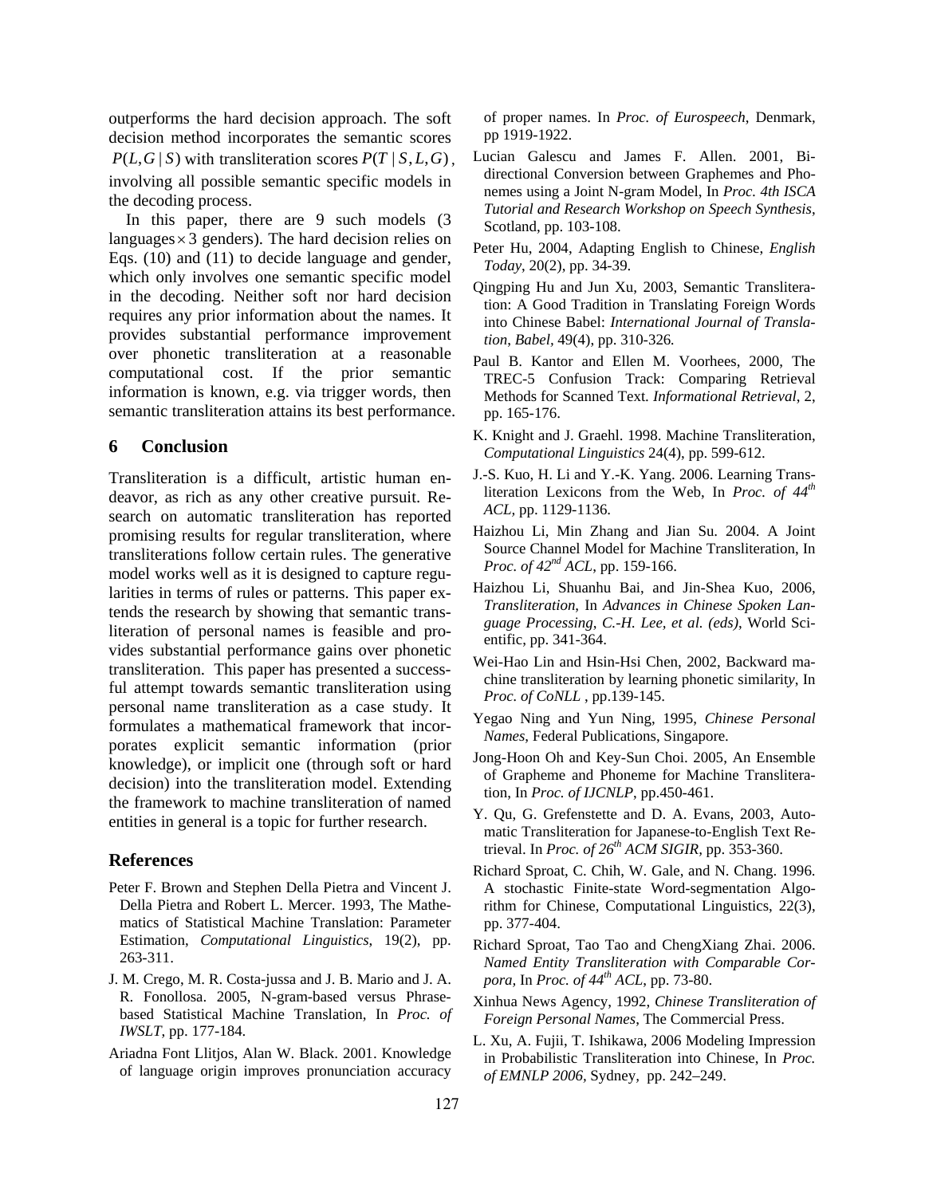outperforms the hard decision approach. The soft decision method incorporates the semantic scores $P(L,G|S)$ with transliteration scores $P(T|S,L,G)$, involving all possible semantic specific models in the decoding process.

In this paper, there are 9 such models (3 languages $\times$ 3 genders). The hard decision relies on Eqs. (10) and (11) to decide language and gender, which only involves one semantic specific model in the decoding. Neither soft nor hard decision requires any prior information about the names. It provides substantial performance improvement over phonetic transliteration at a reasonable computational cost. If the prior semantic information is known, e.g. via trigger words, then semantic transliteration attains its best performance.

## 6 Conclusion

Transliteration is a difficult, artistic human endeavor, as rich as any other creative pursuit. Research on automatic transliteration has reported promising results for regular transliteration, where transliterations follow certain rules. The generative model works well as it is designed to capture regularities in terms of rules or patterns. This paper extends the research by showing that semantic transliteration of personal names is feasible and provides substantial performance gains over phonetic transliteration. This paper has presented a successful attempt towards semantic transliteration using personal name transliteration as a case study. It formulates a mathematical framework that incorporates explicit semantic information (prior knowledge), or implicit one (through soft or hard decision) into the transliteration model. Extending the framework to machine transliteration of named entities in general is a topic for further research.

## References

Peter F. Brown and Stephen Della Pietra and Vincent J. Della Pietra and Robert L. Mercer. 1993, The Mathematics of Statistical Machine Translation: Parameter Estimation, *Computational Linguistics*, 19(2), pp. 263-311.

J. M. Crego, M. R. Costa-jussa and J. B. Mario and J. A. R. Fonollosa. 2005, N-gram-based versus Phrase-based Statistical Machine Translation, In *Proc. of IWSLT*, pp. 177-184.

Ariadna Font Llitjos, Alan W. Black. 2001. Knowledge of language origin improves pronunciation accuracy of proper names. In *Proc. of Eurospeech*, Denmark, pp 1919-1922.

Lucian Galescu and James F. Allen. 2001, Bi-directional Conversion between Graphemes and Phonemes using a Joint N-gram Model, In *Proc. 4th ISCA Tutorial and Research Workshop on Speech Synthesis*, Scotland, pp. 103-108.

Peter Hu, 2004, Adapting English to Chinese, *English Today*, 20(2), pp. 34-39.

Qingping Hu and Jun Xu, 2003, Semantic Transliteration: A Good Tradition in Translating Foreign Words into Chinese Babel: *International Journal of Translation*, *Babel*, 49(4), pp. 310-326.

Paul B. Kantor and Ellen M. Voorhees, 2000, The TREC-5 Confusion Track: Comparing Retrieval Methods for Scanned Text. *Informational Retrieval*, 2, pp. 165-176.

K. Knight and J. Graehl. 1998. Machine Transliteration, *Computational Linguistics* 24(4), pp. 599-612.

J.-S. Kuo, H. Li and Y.-K. Yang. 2006. Learning Transliteration Lexicons from the Web, In *Proc. of 44th ACL*, pp. 1129-1136.

Haizhou Li, Min Zhang and Jian Su. 2004. A Joint Source Channel Model for Machine Transliteration, In *Proc. of 42nd ACL*, pp. 159-166.

Haizhou Li, Shuanhu Bai, and Jin-Shea Kuo, 2006, *Transliteration*, In *Advances in Chinese Spoken Language Processing, C.-H. Lee, et al. (eds)*, World Scientific, pp. 341-364.

Wei-Hao Lin and Hsin-Hsi Chen, 2002, Backward machine transliteration by learning phonetic similarity, In *Proc. of CoNLL*, pp.139-145.

Yegao Ning and Yun Ning, 1995, *Chinese Personal Names*, Federal Publications, Singapore.

Jong-Hoon Oh and Key-Sun Choi. 2005, An Ensemble of Grapheme and Phoneme for Machine Transliteration, In *Proc. of IJCNLP*, pp.450-461.

Y. Qu, G. Grefenstette and D. A. Evans, 2003, Automatic Transliteration for Japanese-to-English Text Retrieval. In *Proc. of 26th ACM SIGIR*, pp. 353-360.

Richard Sproat, C. Chih, W. Gale, and N. Chang. 1996. A stochastic Finite-state Word-segmentation Algorithm for Chinese, Computational Linguistics, 22(3), pp. 377-404.

Richard Sproat, Tao Tao and ChengXiang Zhai. 2006. *Named Entity Transliteration with Comparable Corpora*, In *Proc. of 44th ACL*, pp. 73-80.

Xinhua News Agency, 1992, *Chinese Transliteration of Foreign Personal Names*, The Commercial Press.

L. Xu, A. Fujii, T. Ishikawa, 2006 Modeling Impression in Probabilistic Transliteration into Chinese, In *Proc. of EMNLP 2006*, Sydney, pp. 242–249.